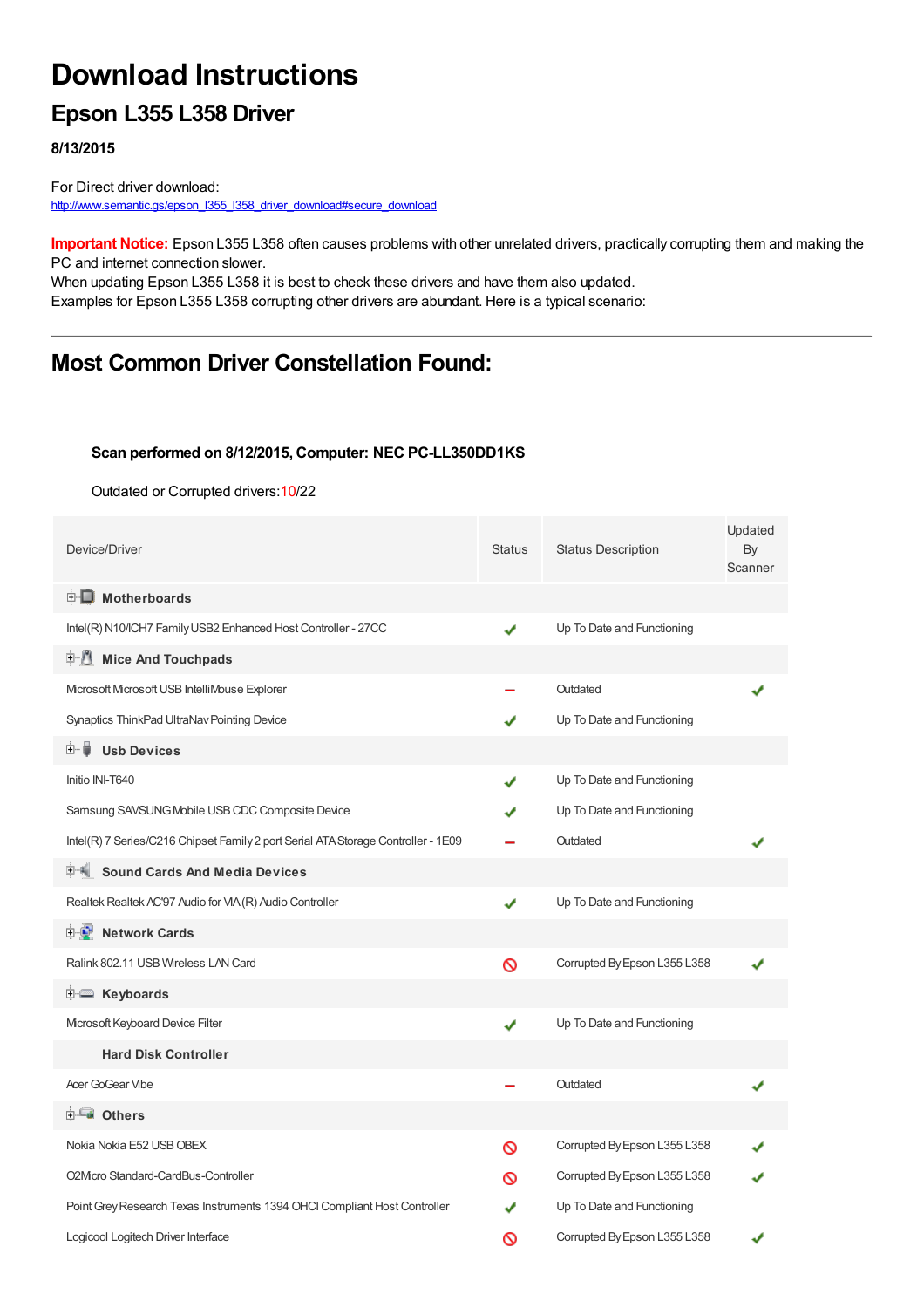# Download Instructions

## Epson L355 L358 Driver

**8/13/2015**

For Direct driver download:
http://www.semantic.gs/epson_l355_l358_driver_download#secure_download

**Important Notice:** Epson L355 L358 often causes problems with other unrelated drivers, practically corrupting them and making the PC and internet connection slower.
When updating Epson L355 L358 it is best to check these drivers and have them also updated.
Examples for Epson L355 L358 corrupting other drivers are abundant. Here is a typical scenario:

---

## Most Common Driver Constellation Found:

**Scan performed on 8/12/2015, Computer: NEC PC-LL350DD1KS**

Outdated or Corrupted drivers:10/22

| Device/Driver | Status | Status Description | Updated By Scanner |
|---|---|---|---|
| **Motherboards** | | | |
| Intel(R) N10/ICH7 Family USB2 Enhanced Host Controller - 27CC | ✔ | Up To Date and Functioning | |
| **Mice And Touchpads** | | | |
| Microsoft Microsoft USB IntelliMouse Explorer | – | Outdated | ✔ |
| Synaptics ThinkPad UltraNav Pointing Device | ✔ | Up To Date and Functioning | |
| **Usb Devices** | | | |
| Initio INI-T640 | ✔ | Up To Date and Functioning | |
| Samsung SAMSUNG Mobile USB CDC Composite Device | ✔ | Up To Date and Functioning | |
| Intel(R) 7 Series/C216 Chipset Family 2 port Serial ATA Storage Controller - 1E09 | – | Outdated | ✔ |
| **Sound Cards And Media Devices** | | | |
| Realtek Realtek AC'97 Audio for VIA (R) Audio Controller | ✔ | Up To Date and Functioning | |
| **Network Cards** | | | |
| Ralink 802.11 USB Wireless LAN Card | ⊘ | Corrupted By Epson L355 L358 | ✔ |
| **Keyboards** | | | |
| Microsoft Keyboard Device Filter | ✔ | Up To Date and Functioning | |
| **Hard Disk Controller** | | | |
| Acer GoGear Vibe | – | Outdated | ✔ |
| **Others** | | | |
| Nokia Nokia E52 USB OBEX | ⊘ | Corrupted By Epson L355 L358 | ✔ |
| O2Micro Standard-CardBus-Controller | ⊘ | Corrupted By Epson L355 L358 | ✔ |
| Point Grey Research Texas Instruments 1394 OHCI Compliant Host Controller | ✔ | Up To Date and Functioning | |
| Logicool Logitech Driver Interface | ⊘ | Corrupted By Epson L355 L358 | ✔ |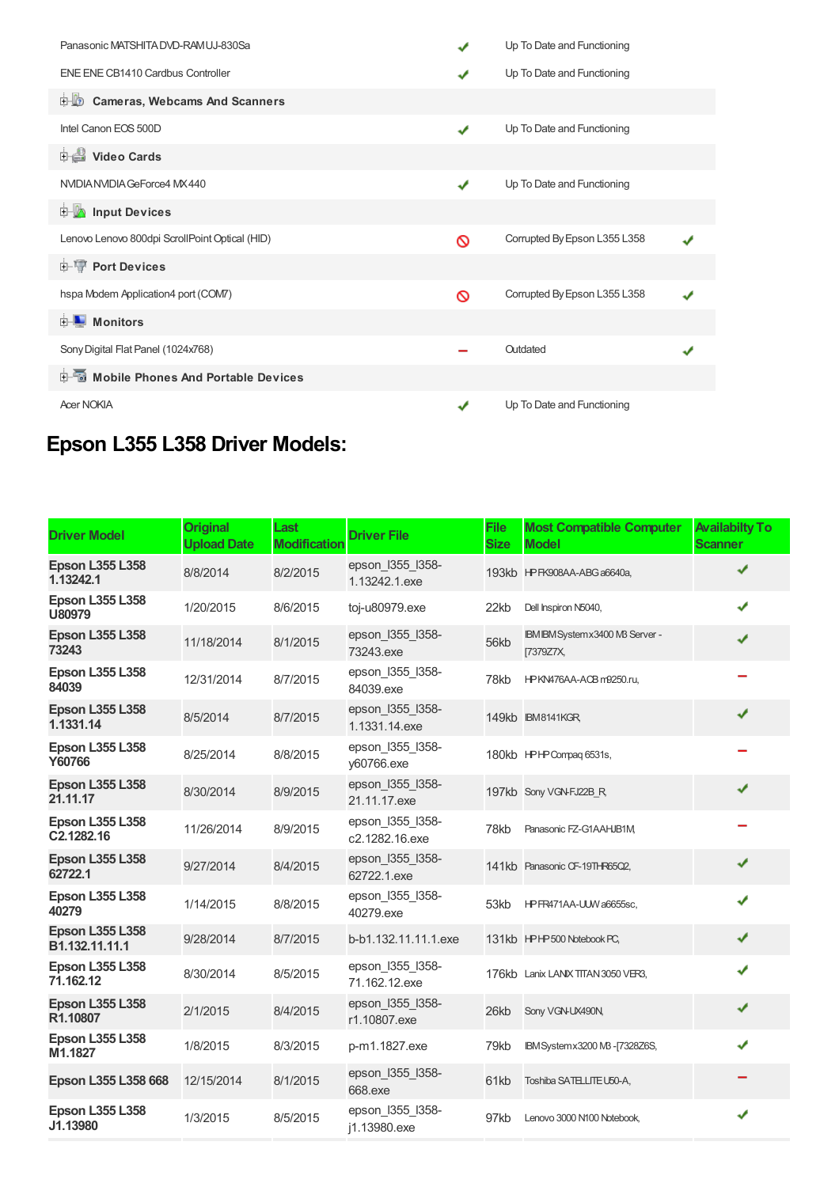| | | | |
|---|---|---|---|
| Panasonic MATSHITA DVD-RAM UJ-830Sa | ✔ | Up To Date and Functioning | |
| ENE ENE CB1410 Cardbus Controller | ✔ | Up To Date and Functioning | |
| **Cameras, Webcams And Scanners** | | | |
| Intel Canon EOS 500D | ✔ | Up To Date and Functioning | |
| **Video Cards** | | | |
| NVIDIA NVIDIA GeForce4 MX 440 | ✔ | Up To Date and Functioning | |
| **Input Devices** | | | |
| Lenovo Lenovo 800dpi ScrollPoint Optical (HID) | ⊘ | Corrupted By Epson L355 L358 | ✔ |
| **Port Devices** | | | |
| hspa Modem Application4 port (COM7) | ⊘ | Corrupted By Epson L355 L358 | ✔ |
| **Monitors** | | | |
| Sony Digital Flat Panel (1024x768) | – | Outdated | ✔ |
| **Mobile Phones And Portable Devices** | | | |
| Acer NOKIA | ✔ | Up To Date and Functioning | |

## Epson L355 L358 Driver Models:

| Driver Model | Original Upload Date | Last Modification | Driver File | File Size | Most Compatible Computer Model | Availabilty To Scanner |
|---|---|---|---|---|---|---|
| **Epson L355 L358 1.13242.1** | 8/8/2014 | 8/2/2015 | epson_l355_l358-1.13242.1.exe | 193kb | HP FK908AA-ABG a6640a, | ✔ |
| **Epson L355 L358 U80979** | 1/20/2015 | 8/6/2015 | toj-u80979.exe | 22kb | Dell Inspiron N5040, | ✔ |
| **Epson L355 L358 73243** | 11/18/2014 | 8/1/2015 | epson_l355_l358-73243.exe | 56kb | IBM IBM System x3400 M3 Server -[7379Z7X, | ✔ |
| **Epson L355 L358 84039** | 12/31/2014 | 8/7/2015 | epson_l355_l358-84039.exe | 78kb | HP KN476AA-ACB m9250.ru, | – |
| **Epson L355 L358 1.1331.14** | 8/5/2014 | 8/7/2015 | epson_l355_l358-1.1331.14.exe | 149kb | IBM 8141KGR, | ✔ |
| **Epson L355 L358 Y60766** | 8/25/2014 | 8/8/2015 | epson_l355_l358-y60766.exe | 180kb | HP HP Compaq 6531s, | – |
| **Epson L355 L358 21.11.17** | 8/30/2014 | 8/9/2015 | epson_l355_l358-21.11.17.exe | 197kb | Sony VGN-FJ22B_R, | ✔ |
| **Epson L355 L358 C2.1282.16** | 11/26/2014 | 8/9/2015 | epson_l355_l358-c2.1282.16.exe | 78kb | Panasonic FZ-G1AAHJB1M, | – |
| **Epson L355 L358 62722.1** | 9/27/2014 | 8/4/2015 | epson_l355_l358-62722.1.exe | 141kb | Panasonic CF-19THR65Q2, | ✔ |
| **Epson L355 L358 40279** | 1/14/2015 | 8/8/2015 | epson_l355_l358-40279.exe | 53kb | HP FR471AA-UUW a6655sc, | ✔ |
| **Epson L355 L358 B1.132.11.11.1** | 9/28/2014 | 8/7/2015 | b-b1.132.11.11.1.exe | 131kb | HP HP 500 Notebook PC, | ✔ |
| **Epson L355 L358 71.162.12** | 8/30/2014 | 8/5/2015 | epson_l355_l358-71.162.12.exe | 176kb | Lanix LANIX TITAN 3050 VER3, | ✔ |
| **Epson L355 L358 R1.10807** | 2/1/2015 | 8/4/2015 | epson_l355_l358-r1.10807.exe | 26kb | Sony VGN-UX490N, | ✔ |
| **Epson L355 L358 M1.1827** | 1/8/2015 | 8/3/2015 | p-m1.1827.exe | 79kb | IBM System x3200 M3 -[7328Z6S, | ✔ |
| **Epson L355 L358 668** | 12/15/2014 | 8/1/2015 | epson_l355_l358-668.exe | 61kb | Toshiba SATELLITE U50-A, | – |
| **Epson L355 L358 J1.13980** | 1/3/2015 | 8/5/2015 | epson_l355_l358-j1.13980.exe | 97kb | Lenovo 3000 N100 Notebook, | ✔ |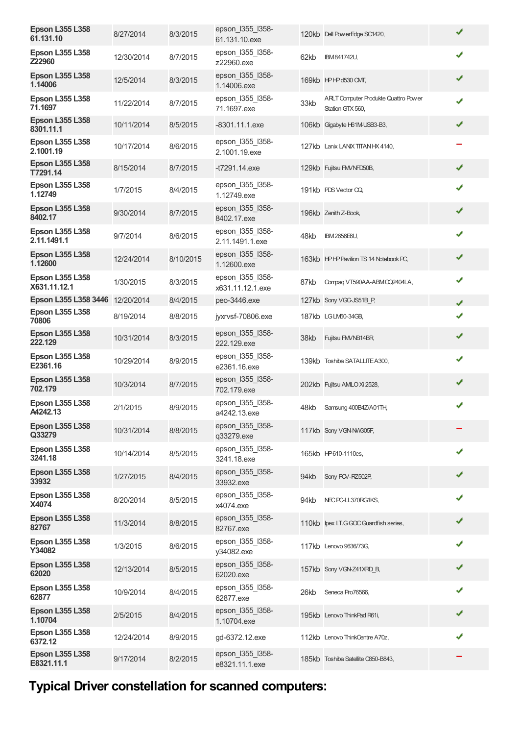| Epson L355 L358 61.131.10 | 8/27/2014 | 8/3/2015 | epson_l355_l358-61.131.10.exe | 120kb | Dell PowerEdge SC1420, | ✔ |
|---|---|---|---|---|---|---|
| Epson L355 L358 Z22960 | 12/30/2014 | 8/7/2015 | epson_l355_l358-z22960.exe | 62kb | IBM 841742U, | ✔ |
| Epson L355 L358 1.14006 | 12/5/2014 | 8/3/2015 | epson_l355_l358-1.14006.exe | 169kb | HP HP d530 CMT, | ✔ |
| Epson L355 L358 71.1697 | 11/22/2014 | 8/7/2015 | epson_l355_l358-71.1697.exe | 33kb | ARLT Computer Produkte Quattro Power Station GTX 560, | ✔ |
| Epson L355 L358 8301.11.1 | 10/11/2014 | 8/5/2015 | -8301.11.1.exe | 106kb | Gigabyte H61M-USB3-B3, | ✔ |
| Epson L355 L358 2.1001.19 | 10/17/2014 | 8/6/2015 | epson_l355_l358-2.1001.19.exe | 127kb | Lanix LANIX TITAN HX 4140, | − |
| Epson L355 L358 T7291.14 | 8/15/2014 | 8/7/2015 | -t7291.14.exe | 129kb | Fujitsu FMVNFD50B, | ✔ |
| Epson L355 L358 1.12749 | 1/7/2015 | 8/4/2015 | epson_l355_l358-1.12749.exe | 191kb | PDS Vector CQ, | ✔ |
| Epson L355 L358 8402.17 | 9/30/2014 | 8/7/2015 | epson_l355_l358-8402.17.exe | 196kb | Zenith Z-Book, | ✔ |
| Epson L355 L358 2.11.1491.1 | 9/7/2014 | 8/6/2015 | epson_l355_l358-2.11.1491.1.exe | 48kb | IBM 2656E6U, | ✔ |
| Epson L355 L358 1.12600 | 12/24/2014 | 8/10/2015 | epson_l355_l358-1.12600.exe | 163kb | HP HP Pavilion TS 14 Notebook PC, | ✔ |
| Epson L355 L358 X631.11.12.1 | 1/30/2015 | 8/3/2015 | epson_l355_l358-x631.11.12.1.exe | 87kb | Compaq VT590AA-ABM CQ2404LA, | ✔ |
| Epson L355 L358 3446 | 12/20/2014 | 8/4/2015 | peo-3446.exe | 127kb | Sony VGC-JS51B_P, | ✔ |
| Epson L355 L358 70806 | 8/19/2014 | 8/8/2015 | jyxrvsf-70806.exe | 187kb | LG LM50-34GB, | ✔ |
| Epson L355 L358 222.129 | 10/31/2014 | 8/3/2015 | epson_l355_l358-222.129.exe | 38kb | Fujitsu FMVNB14BR, | ✔ |
| Epson L355 L358 E2361.16 | 10/29/2014 | 8/9/2015 | epson_l355_l358-e2361.16.exe | 139kb | Toshiba SATALLITE A300, | ✔ |
| Epson L355 L358 702.179 | 10/3/2014 | 8/7/2015 | epson_l355_l358-702.179.exe | 202kb | Fujitsu AMILO Xi 2528, | ✔ |
| Epson L355 L358 A4242.13 | 2/1/2015 | 8/9/2015 | epson_l355_l358-a4242.13.exe | 48kb | Samsung 400B4Z/A01TH, | ✔ |
| Epson L355 L358 Q33279 | 10/31/2014 | 8/8/2015 | epson_l355_l358-q33279.exe | 117kb | Sony VGN-NW305F, | − |
| Epson L355 L358 3241.18 | 10/14/2014 | 8/5/2015 | epson_l355_l358-3241.18.exe | 165kb | HP 610-1110es, | ✔ |
| Epson L355 L358 33932 | 1/27/2015 | 8/4/2015 | epson_l355_l358-33932.exe | 94kb | Sony PCV-RZ502P, | ✔ |
| Epson L355 L358 X4074 | 8/20/2014 | 8/5/2015 | epson_l355_l358-x4074.exe | 94kb | NEC PC-LL370RG1KS, | ✔ |
| Epson L355 L358 82767 | 11/3/2014 | 8/8/2015 | epson_l355_l358-82767.exe | 110kb | Ipex I.T.G GOC Guardfish series, | ✔ |
| Epson L355 L358 Y34082 | 1/3/2015 | 8/6/2015 | epson_l355_l358-y34082.exe | 117kb | Lenovo 9636/73G, | ✔ |
| Epson L355 L358 62020 | 12/13/2014 | 8/5/2015 | epson_l355_l358-62020.exe | 157kb | Sony VGN-Z41XRD_B, | ✔ |
| Epson L355 L358 62877 | 10/9/2014 | 8/4/2015 | epson_l355_l358-62877.exe | 26kb | Seneca Pro76566, | ✔ |
| Epson L355 L358 1.10704 | 2/5/2015 | 8/4/2015 | epson_l355_l358-1.10704.exe | 195kb | Lenovo ThinkPad R61i, | ✔ |
| Epson L355 L358 6372.12 | 12/24/2014 | 8/9/2015 | gd-6372.12.exe | 112kb | Lenovo ThinkCentre A70z, | ✔ |
| Epson L355 L358 E8321.11.1 | 9/17/2014 | 8/2/2015 | epson_l355_l358-e8321.11.1.exe | 185kb | Toshiba Satellite C850-B843, | − |

## Typical Driver constellation for scanned computers: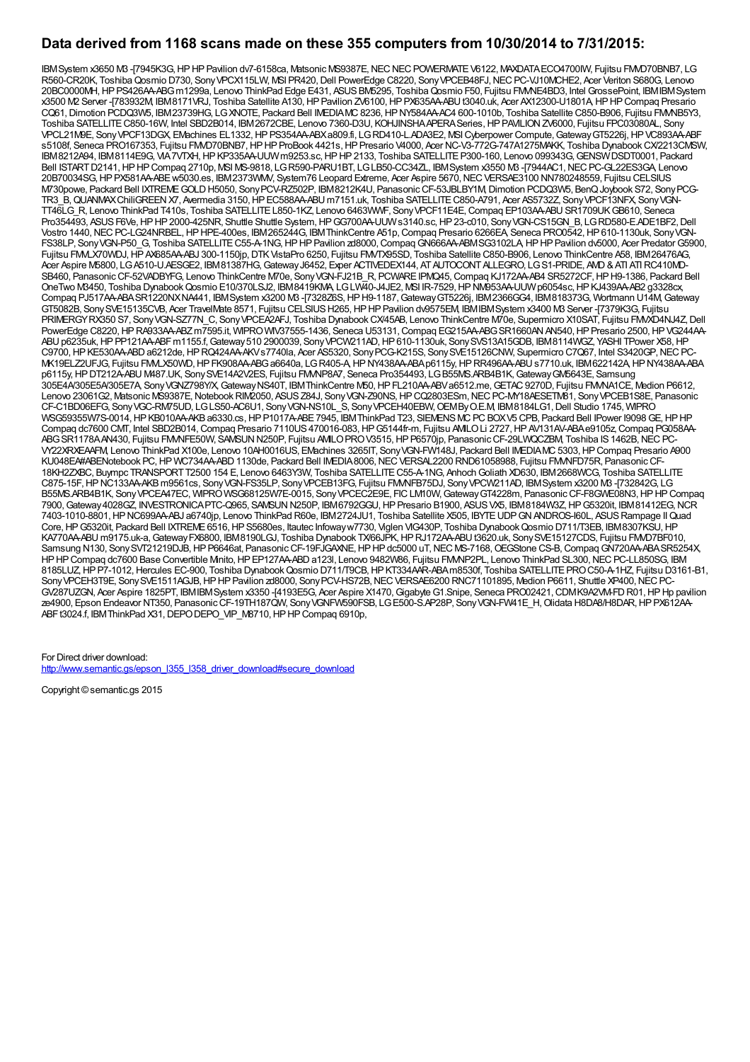## Data derived from 1168 scans made on these 355 computers from 10/30/2014 to 7/31/2015:

IBM System x3650 M3 -[7945K3G, HP HP Pavilion dv7-6158ca, Matsonic MS9387E, NEC NEC POWERMATE V6122, MAXDATA ECO4700IW, Fujitsu FMVD70BNB7, LG R560-CR20K, Toshiba Qosmio D730, Sony VPCX115LW, MSI PR420, Dell PowerEdge C8220, Sony VPCEB48FJ, NEC PC-VJ10MCHE2, Acer Veriton S680G, Lenovo 20BC0000MH, HP PS426AA-ABG m1299a, Lenovo ThinkPad Edge E431, ASUS BM5295, Toshiba Qosmio F50, Fujitsu FMVNE4BD3, Intel GrossePoint, IBM IBM System x3500 M2 Server -[783932M, IBM 8171VRJ, Toshiba Satellite A130, HP Pavilion ZV6100, HP PX635AA-ABU t3040.uk, Acer AX12300-U1801A, HP HP Compaq Presario CQ61, Dimotion PCDQ3W5, IBM 23739HG, LG XNOTE, Packard Bell IMEDIA MC 8236, HP NY584AA-AC4 600-1010b, Toshiba Satellite C850-B906, Fujitsu FMVNB5Y3, Toshiba SATELLITE C850-16W, Intel SBD2B014, IBM 2672CBE, Lenovo 7360-D3U, KOHJINSHA APERA Series, HP PAVILION ZV6000, Fujitsu FPC03080AL, Sony VPCL21M9E, Sony VPCF13DGX, EMachines EL1332, HP PS354AA-ABX a809.fi, LG RD410-L.ADA3E2, MSI Cyberpower Compute, Gateway GT5226j, HP VC893AA-ABF s5108f, Seneca PRO167353, Fujitsu FMVD70BNB7, HP HP ProBook 4421s, HP Presario V4000, Acer NC-V3-772G-747A1275MAKK, Toshiba Dynabook CX/2213CMSW, IBM 8212A94, IBM 8114E9G, VIA 7VTXH, HP KP335AA-UUW m9253.sc, HP HP 2133, Toshiba SATELLITE P300-160, Lenovo 099343G, GENSW DSDT0001, Packard Bell ISTART D2141, HP HP Compaq 2710p, MSI MS-9818, LG R590-PARU1BT, LG LB50-CC34ZL, IBM System x3550 M3 -[7944AC1, NEC PC-GL22ES3GA, Lenovo 20B70034SG, HP PX581AA-ABE w5030.es, IBM 2373WMV, System76 Leopard Extreme, Acer Aspire 5670, NEC VERSAE3100 NN780248559, Fujitsu CELSIUS M730powe, Packard Bell IXTREME GOLD H5050, Sony PCV-RZ502P, IBM 8212K4U, Panasonic CF-53JBLBY1M, Dimotion PCDQ3W5, BenQ Joybook S72, Sony PCG-TR3_B, QUANMAX ChiliGREEN X7, Avermedia 3150, HP EC588AA-ABU m7151.uk, Toshiba SATELLITE C850-A791, Acer AS5732Z, Sony VPCF13NFX, Sony VGN-TT46LG_R, Lenovo ThinkPad T410s, Toshiba SATELLITE L850-1KZ, Lenovo 6463WWF, Sony VPCF11E4E, Compaq EP103AA-ABU SR1709UK GB610, Seneca Pro354493, ASUS F6Ve, HP HP 2000-425NR, Shuttle Shuttle System, HP GG700AA-UUW s3140.sc, HP 23-c010, Sony VGN-CS15GN_B, LG RD580-E.ADE1BF2, Dell Vostro 1440, NEC PC-LG24NRBEL, HP HPE-400es, IBM 265244G, IBM ThinkCentre A51p, Compaq Presario 6266EA, Seneca PRO0542, HP 610-1130uk, Sony VGN-FS38LP, Sony VGN-P50_G, Toshiba SATELLITE C55-A-1NG, HP HP Pavilion zd8000, Compaq GN666AA-ABM SG3102LA, HP HP Pavilion dv5000, Acer Predator G5900, Fujitsu FMVLX70WDJ, HP AX685AA-ABJ 300-1150jp, DTK VistaPro 6250, Fujitsu FMVTX95SD, Toshiba Satellite C850-B906, Lenovo ThinkCentre A58, IBM 26476AG, Acer Aspire M5800, LG A510-U.AESGE2, IBM 81387HG, Gateway J6452, Exper ACTIVEDEX144, AT AUTOCONT ALLEGRO, LG S1-PRIDE, AMD & ATI ATI RC410MD-SB460, Panasonic CF-52VADBYFG, Lenovo ThinkCentre M70e, Sony VGN-FJ21B_R, PCWARE IPMQ45, Compaq KJ172AA-AB4 SR5272CF, HP H9-1386, Packard Bell OneTwo M3450, Toshiba Dynabook Qosmio E10/370LSJ2, IBM 8419KMA, LG LW40-J4JE2, MSI IR-7529, HP NM953AA-UUW p6054sc, HP KJ439AA-AB2 g3328cx, Compaq PJ517AA-ABA SR1220NX NA441, IBM System x3200 M3 -[7328Z6S, HP H9-1187, Gateway GT5226j, IBM 2366GG4, IBM 818373G, Wortmann U14M, Gateway GT5082B, Sony SVE15135CVB, Acer TravelMate 8571, Fujitsu CELSIUS H265, HP HP Pavilion dv9575EM, IBM IBM System x3400 M3 Server -[7379K3G, Fujitsu PRIMERGY RX350 S7, Sony VGN-SZ77N_C, Sony VPCEA2AFJ, Toshiba Dynabook CX/45AB, Lenovo ThinkCentre M70e, Supermicro X10SAT, Fujitsu FMVXD4NJ4Z, Dell PowerEdge C8220, HP RA933AA-ABZ m7595.it, WIPRO WIV37555-1436, Seneca U53131, Compaq EG215AA-ABG SR1660AN AN540, HP Presario 2500, HP VG244AA-ABU p6235uk, HP PP121AA-ABF m1155.f, Gateway 510 2900039, Sony VPCW211AD, HP 610-1130uk, Sony SVS13A15GDB, IBM 8114WGZ, YASHI TPower X58, HP C9700, HP KE530AA-ABD a6212de, HP RQ424AA-AKV s7740la, Acer AS5320, Sony PCG-K215S, Sony SVE15126CNW, Supermicro C7Q67, Intel S3420GP, NEC PC-MK19ELZ2UFJG, Fujitsu FMVLX50WD, HP FK908AA-ABG a6640a, LG R405-A, HP NY438AA-ABA p6115y, HP RR496AA-ABU s7710.uk, IBM 622142A, HP NY438AA-ABA p6115y, HP DT212A-ABU M487.UK, Sony SVE14A2V2ES, Fujitsu FMVNP8A7, Seneca Pro354493, LG B55MS.ARB4B1K, Gateway GM5643E, Samsung 305E4A/305E5A/305E7A, Sony VGNZ798Y/X, Gateway NS40T, IBM ThinkCentre M50, HP FL210AA-ABV a6512.me, GETAC 9270D, Fujitsu FMVNA1CE, Medion P6612, Lenovo 23061G2, Matsonic MS9387E, Notebook RIM2050, ASUS Z84J, Sony VGN-Z90NS, HP CQ2803ESm, NEC PC-MY18AESETM81, Sony VPCEB1S8E, Panasonic CF-C1BD06EFG, Sony VGC-RM75UD, LG LS50-AC6U1, Sony VGN-NS10L_S, Sony VPCEH40EBW, OEM By O.E.M, IBM 8184LG1, Dell Studio 1745, WIPRO WSG59355W7S-0014, HP KB010AA-AKB a6330.cs, HP P1017A-ABE 7945, IBM ThinkPad T23, SIEMENS MC PC BOX V5 CPB, Packard Bell IPower I9098 GE, HP HP Compaq dc7600 CMT, Intel SBD2B014, Compaq Presario 7110US 470016-083, HP G5144fr-m, Fujitsu AMILO Li 2727, HP AV131AV-ABA e9105z, Compaq PG058AA-ABG SR1178A AN430, Fujitsu FMVNFE50W, SAMSUN N250P, Fujitsu AMILO PRO V3515, HP P6570jp, Panasonic CF-29LWQCZBM, Toshiba IS 1462B, NEC PC-VY22XRXEAAFM, Lenovo ThinkPad X100e, Lenovo 10AH0016US, EMachines 3265IT, Sony VGN-FW148J, Packard Bell IMEDIA MC 5303, HP Compaq Presario A900 KU048EA#ABENotebook PC, HP WC734AA-ABD 1130de, Packard Bell IMEDIA 8006, NEC VERSAL2200 RND61058988, Fujitsu FMVNFD75R, Panasonic CF-18KH2ZXBC, Buympc TRANSPORT T2500 154 E, Lenovo 6463Y3W, Toshiba SATELLITE C55-A-1NG, Anhoch Goliath XD630, IBM 2668WCG, Toshiba SATELLITE C875-15F, HP NC133AA-AKB m9561cs, Sony VGN-FS35LP, Sony VPCEB13FG, Fujitsu FMVNFB75DJ, Sony VPCW211AD, IBM System x3200 M3 -[732842G, LG B55MS.ARB4B1K, Sony VPCEA47EC, WIPRO WSG68125W7E-0015, Sony VPCEC2E9E, FIC LM10W, Gateway GT4228m, Panasonic CF-F8GWE08N3, HP HP Compaq 7900, Gateway 4028GZ, INVESTRONICA PTC-Q965, SAMSUN N250P, IBM 6792GGU, HP Presario B1900, ASUS VX5, IBM 8184W3Z, HP G5320it, IBM 81412EG, NCR 7403-1010-8801, HP NC699AA-ABJ a6740jp, Lenovo ThinkPad R60e, IBM 2724JU1, Toshiba Satellite X505, IBYTE UDP GN ANDROS-I60L, ASUS Rampage II Quad Core, HP G5320it, Packard Bell IXTREME 6516, HP S5680es, Itautec Infoway w7730, Viglen VIG430P, Toshiba Dynabook Qosmio D711/T3EB, IBM 8307KSU, HP KA770AA-ABU m9175.uk-a, Gateway FX6800, IBM 8190LGJ, Toshiba Dynabook TX/66JPK, HP RJ172AA-ABU t3620.uk, Sony SVE15127CDS, Fujitsu FMVD7BF010, Samsung N130, Sony SVT21219DJB, HP P6646at, Panasonic CF-19FJGAXNE, HP HP dc5000 uT, NEC MS-7168, OEGStone CS-B, Compaq GN720AA-ABA SR5254X, HP HP Compaq dc7600 Base Convertible Minito, HP EP127AA-ABD a123l, Lenovo 9482W86, Fujitsu FMVNP2PL, Lenovo ThinkPad SL300, NEC PC-LL850SG, IBM 8185LUZ, HP P7-1012, Hercules EC-900, Toshiba Dynabook Qosmio D711/T9CB, HP KT334AAR-ABA m8530f, Toshiba SATELLITE PRO C50-A-1HZ, Fujitsu D3161-B1, Sony VPCEH3T9E, Sony SVE1511AGJB, HP HP Pavilion zd8000, Sony PCV-HS72B, NEC VERSAE6200 RNC71101895, Medion P6611, Shuttle XP400, NEC PC-GV287UZGN, Acer Aspire 1825PT, IBM IBM System x3350 -[4193E5G, Acer Aspire X1470, Gigabyte G1.Snipe, Seneca PRO02421, CDMK9A2VM-FD R01, HP Hp pavilion ze4900, Epson Endeavor NT350, Panasonic CF-19TH187QW, Sony VGNFW590FSB, LG E500-S.AP28P, Sony VGN-FW41E_H, Olidata H8DA8/H8DAR, HP PX612AA-ABF t3024.f, IBM ThinkPad X31, DEPO DEPO_VIP_M8710, HP HP Compaq 6910p,

For Direct driver download:
[http://www.semantic.gs/epson_l355_l358_driver_download#secure_download](http://www.semantic.gs/epson_l355_l358_driver_download#secure_download)

Copyright © semantic.gs 2015